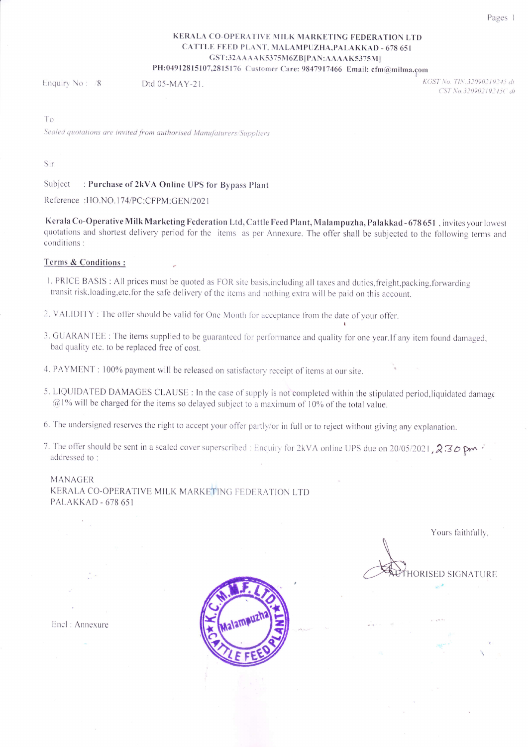**KERALA CO-OPERATIVE MILK MARKETING FEDERATION LTD**
**CATTLE FEED PLANT, MALAMPUZHA,PALAKKAD - 678 651**
**GST:32AAAAK5375M6ZB[PAN:AAAAK5375M]**
**PH:04912815107,2815176 Customer Care: 9847917466 Email: cfm@milma.com**

Enquiry No : /8 Dtd 05-MAY-21.

*KGST No. TIN:32090219245 dt*
*CST No.32090219245C dt*

To

*Sealed quotations are invited from authorised Manufaturers/Suppliers*

Sir

Subject : **Purchase of 2kVA Online UPS for Bypass Plant**

Reference :HO.NO.174/PC:CFPM:GEN/2021

**Kerala Co-Operative Milk Marketing Federation Ltd, Cattle Feed Plant, Malampuzha, Palakkad - 678 651** , invites your lowest quotations and shortest delivery period for the items as per Annexure. The offer shall be subjected to the following terms and conditions :

**Terms & Conditions :**

1. PRICE BASIS : All prices must be quoted as FOR site basis,including all taxes and duties,freight,packing,forwarding transit risk,loading,etc.for the safe delivery of the items and nothing extra will be paid on this account.
2. VALIDITY : The offer should be valid for One Month for acceptance from the date of your offer.
3. GUARANTEE : The items supplied to be guaranteed for performance and quality for one year.If any item found damaged, bad quality etc. to be replaced free of cost.
4. PAYMENT : 100% payment will be released on satisfactory receipt of items at our site.
5. LIQUIDATED DAMAGES CLAUSE : In the case of supply is not completed within the stipulated period,liquidated damage @1% will be charged for the items so delayed subject to a maximum of 10% of the total value.
6. The undersigned reserves the right to accept your offer partly/or in full or to reject without giving any explanation.
7. The offer should be sent in a sealed cover superscribed : Enquiry for 2kVA online UPS due on 20/05/2021, 2:30 pm addressed to :

MANAGER
KERALA CO-OPERATIVE MILK MARKETING FEDERATION LTD
PALAKKAD - 678 651

Yours faithfully,

AUTHORISED SIGNATURE

Encl : Annexure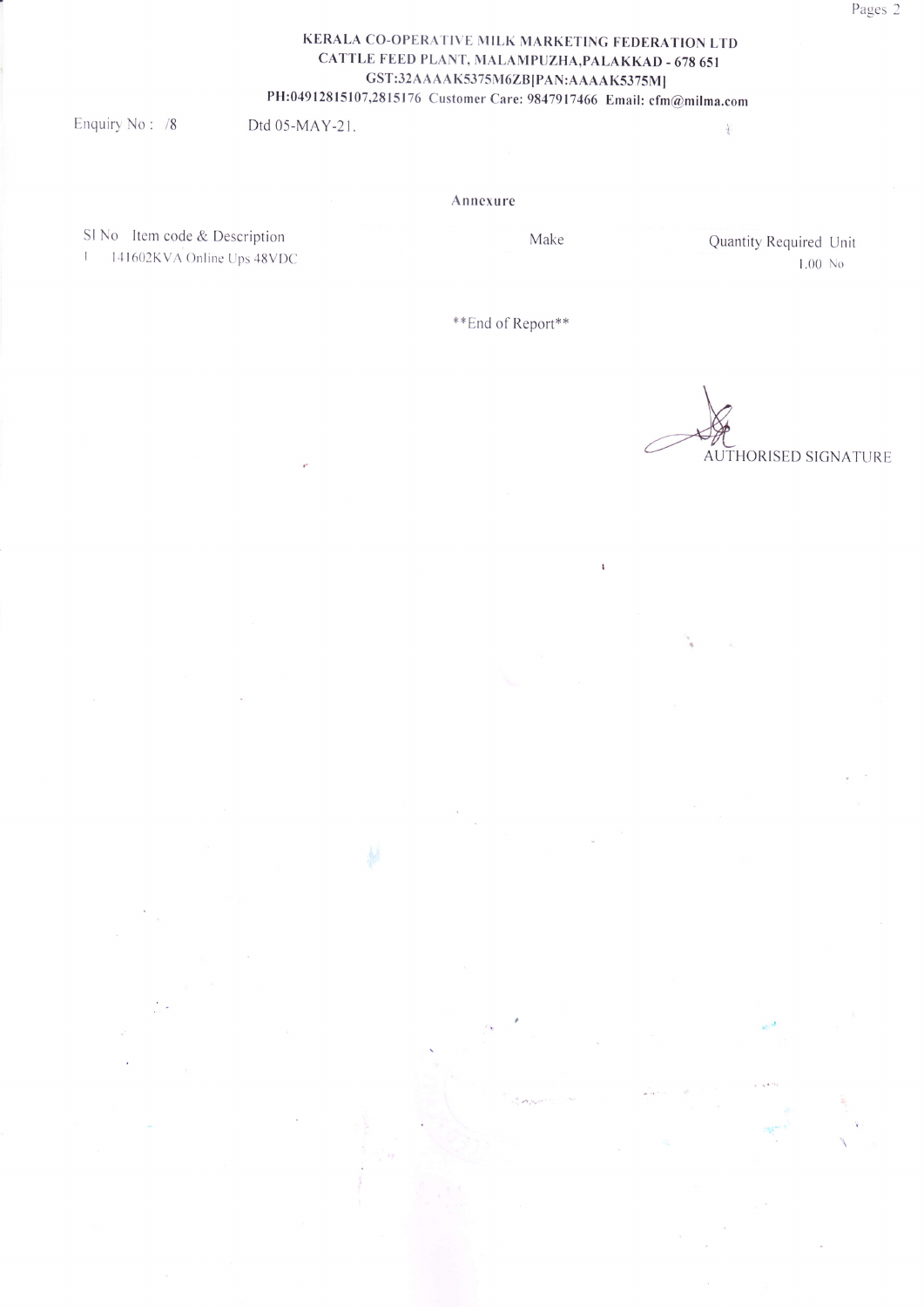KERALA CO-OPERATIVE MILK MARKETING FEDERATION LTD
CATTLE FEED PLANT, MALAMPUZHA,PALAKKAD - 678 651
GST:32AAAAK5375M6ZB[PAN:AAAAK5375M]
PH:04912815107,2815176 Customer Care: 9847917466 Email: cfm@milma.com

Enquiry No : /8 Dtd 05-MAY-21.

## Annexure

| Sl No | Item code & Description | Make | Quantity Required | Unit |
|---|---|---|---|---|
| 1 | 141602KVA Online Ups 48VDC | | 1.00 | No |

**End of Report**

AUTHORISED SIGNATURE